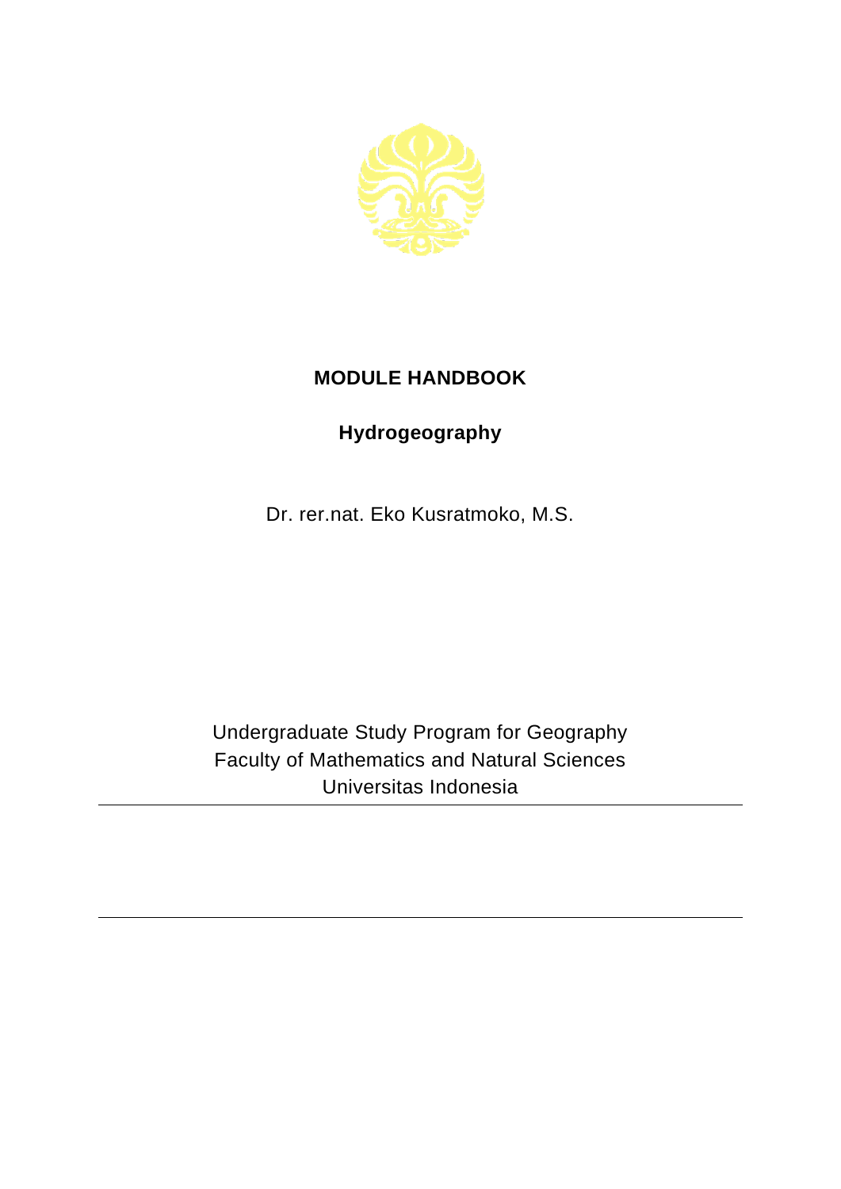# MODULE HANDBOOK

## Hydrogeography

Dr. rer.nat. Eko Kusratmoko, M.S.

Undergraduate Study Program for Geography
Faculty of Mathematics and Natural Sciences
Universitas Indonesia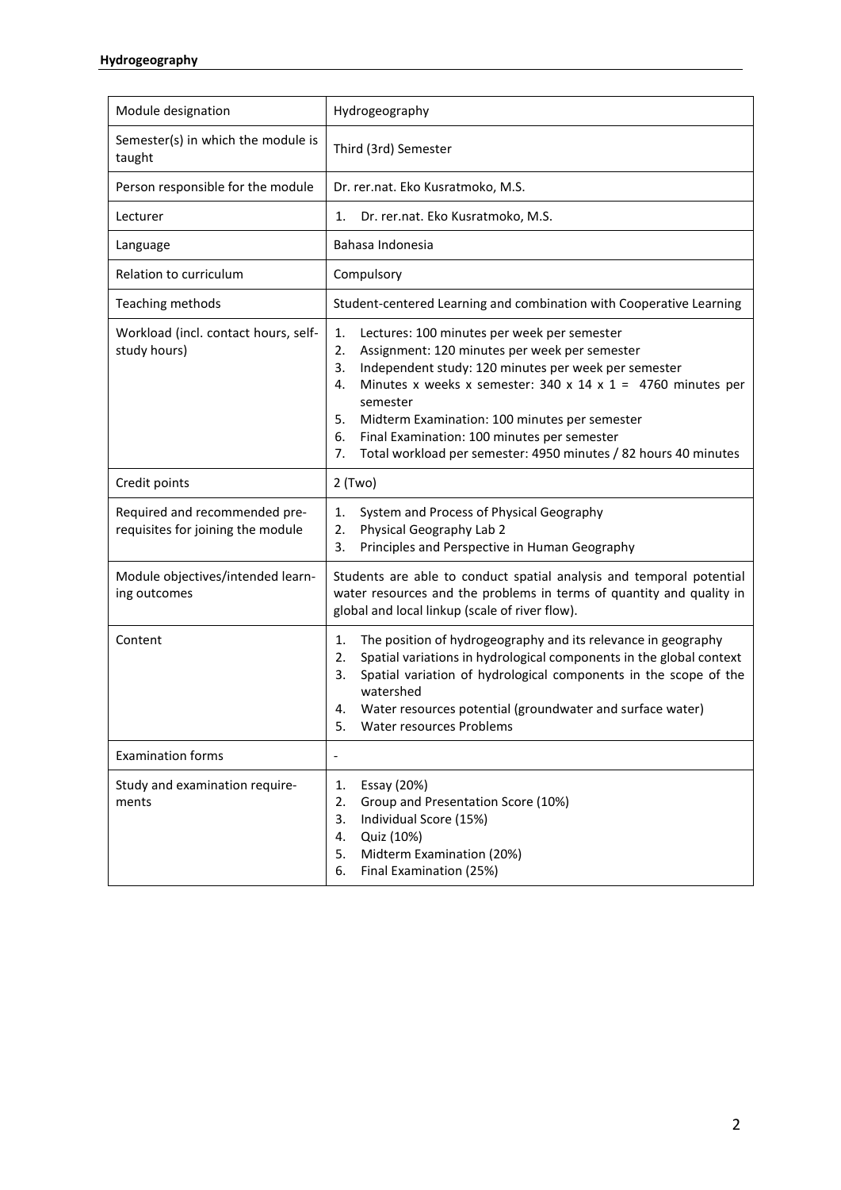| Module designation | Hydrogeography |
|---|---|
| Semester(s) in which the module is taught | Third (3rd) Semester |
| Person responsible for the module | Dr. rer.nat. Eko Kusratmoko, M.S. |
| Lecturer | 1. Dr. rer.nat. Eko Kusratmoko, M.S. |
| Language | Bahasa Indonesia |
| Relation to curriculum | Compulsory |
| Teaching methods | Student-centered Learning and combination with Cooperative Learning |
| Workload (incl. contact hours, self-study hours) | 1. Lectures: 100 minutes per week per semester<br>2. Assignment: 120 minutes per week per semester<br>3. Independent study: 120 minutes per week per semester<br>4. Minutes x weeks x semester: 340 x 14 x 1 = 4760 minutes per semester<br>5. Midterm Examination: 100 minutes per semester<br>6. Final Examination: 100 minutes per semester<br>7. Total workload per semester: 4950 minutes / 82 hours 40 minutes |
| Credit points | 2 (Two) |
| Required and recommended pre-requisites for joining the module | 1. System and Process of Physical Geography<br>2. Physical Geography Lab 2<br>3. Principles and Perspective in Human Geography |
| Module objectives/intended learning outcomes | Students are able to conduct spatial analysis and temporal potential water resources and the problems in terms of quantity and quality in global and local linkup (scale of river flow). |
| Content | 1. The position of hydrogeography and its relevance in geography<br>2. Spatial variations in hydrological components in the global context<br>3. Spatial variation of hydrological components in the scope of the watershed<br>4. Water resources potential (groundwater and surface water)<br>5. Water resources Problems |
| Examination forms | - |
| Study and examination requirements | 1. Essay (20%)<br>2. Group and Presentation Score (10%)<br>3. Individual Score (15%)<br>4. Quiz (10%)<br>5. Midterm Examination (20%)<br>6. Final Examination (25%) |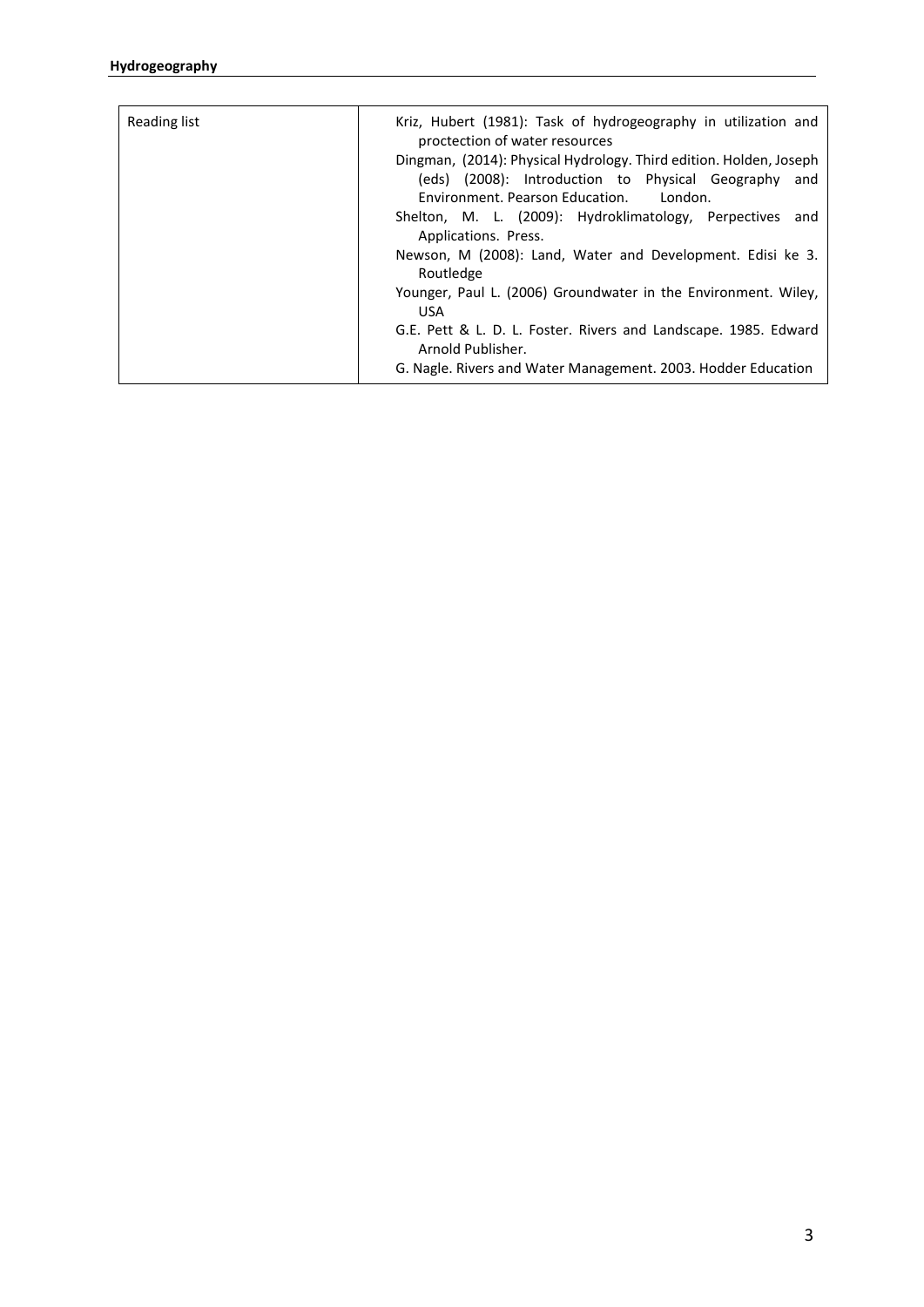| | |
|---|---|
| Reading list | Kriz, Hubert (1981): Task of hydrogeography in utilization and proctection of water resources<br>Dingman, (2014): Physical Hydrology. Third edition. Holden, Joseph (eds) (2008): Introduction to Physical Geography and Environment. Pearson Education. London.<br>Shelton, M. L. (2009): Hydroklimatology, Perpectives and Applications. Press.<br>Newson, M (2008): Land, Water and Development. Edisi ke 3. Routledge<br>Younger, Paul L. (2006) Groundwater in the Environment. Wiley, USA<br>G.E. Pett & L. D. L. Foster. Rivers and Landscape. 1985. Edward Arnold Publisher.<br>G. Nagle. Rivers and Water Management. 2003. Hodder Education |